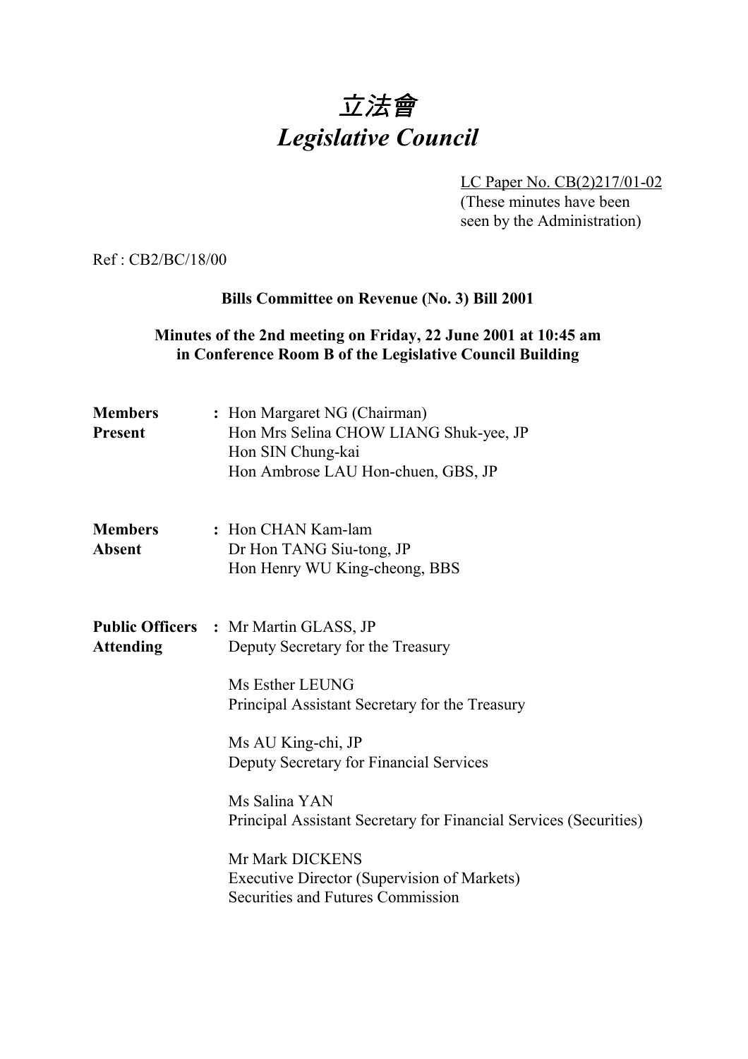# *立法會*
# *Legislative Council*

LC Paper No. CB(2)217/01-02
(These minutes have been seen by the Administration)

Ref : CB2/BC/18/00

**Bills Committee on Revenue (No. 3) Bill 2001**

**Minutes of the 2nd meeting on Friday, 22 June 2001 at 10:45 am in Conference Room B of the Legislative Council Building**

**Members Present** : Hon Margaret NG (Chairman)
Hon Mrs Selina CHOW LIANG Shuk-yee, JP
Hon SIN Chung-kai
Hon Ambrose LAU Hon-chuen, GBS, JP

**Members Absent** : Hon CHAN Kam-lam
Dr Hon TANG Siu-tong, JP
Hon Henry WU King-cheong, BBS

**Public Officers Attending** : Mr Martin GLASS, JP
Deputy Secretary for the Treasury

Ms Esther LEUNG
Principal Assistant Secretary for the Treasury

Ms AU King-chi, JP
Deputy Secretary for Financial Services

Ms Salina YAN
Principal Assistant Secretary for Financial Services (Securities)

Mr Mark DICKENS
Executive Director (Supervision of Markets)
Securities and Futures Commission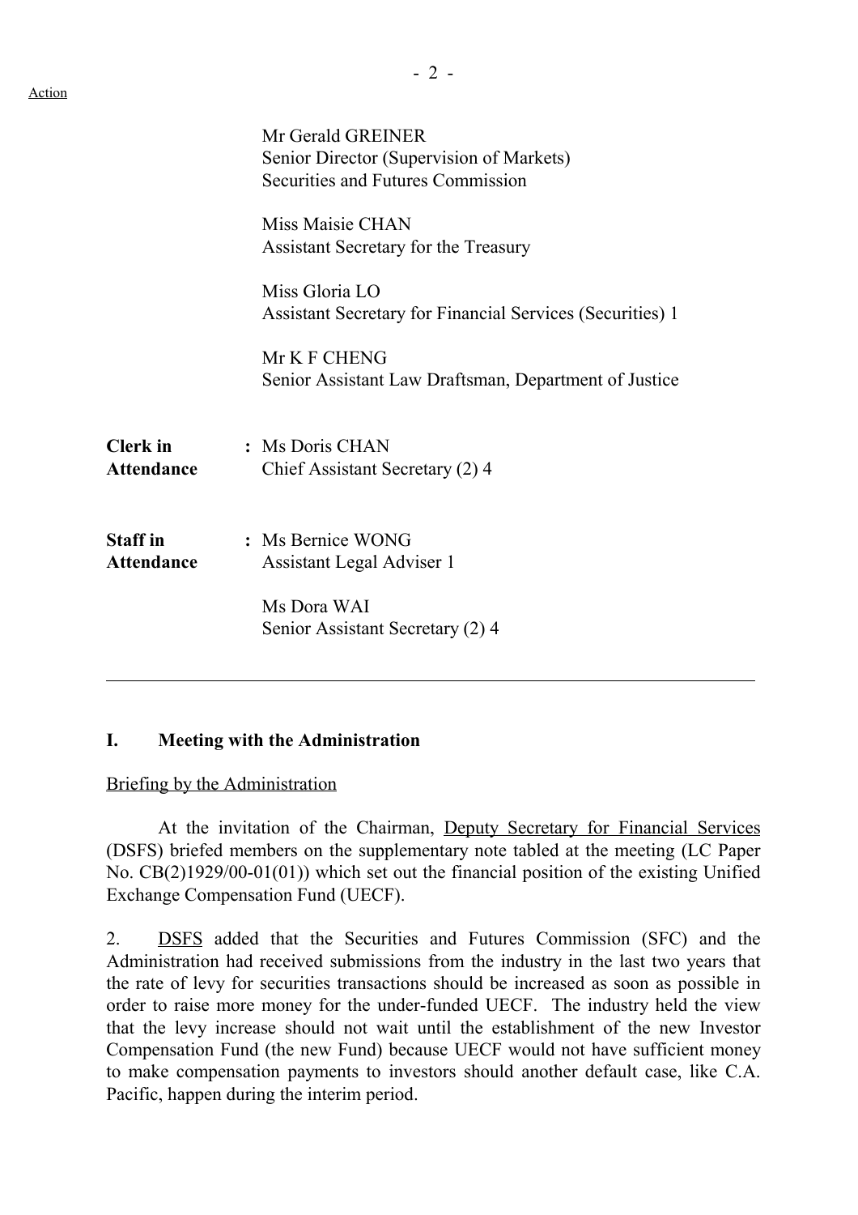Action

Mr Gerald GREINER
Senior Director (Supervision of Markets)
Securities and Futures Commission

Miss Maisie CHAN
Assistant Secretary for the Treasury

Miss Gloria LO
Assistant Secretary for Financial Services (Securities) 1

Mr K F CHENG
Senior Assistant Law Draftsman, Department of Justice

**Clerk in Attendance** : Ms Doris CHAN
Chief Assistant Secretary (2) 4

**Staff in Attendance** : Ms Bernice WONG
Assistant Legal Adviser 1

Ms Dora WAI
Senior Assistant Secretary (2) 4

---

## I. Meeting with the Administration

Briefing by the Administration

At the invitation of the Chairman, Deputy Secretary for Financial Services (DSFS) briefed members on the supplementary note tabled at the meeting (LC Paper No. CB(2)1929/00-01(01)) which set out the financial position of the existing Unified Exchange Compensation Fund (UECF).

2. DSFS added that the Securities and Futures Commission (SFC) and the Administration had received submissions from the industry in the last two years that the rate of levy for securities transactions should be increased as soon as possible in order to raise more money for the under-funded UECF. The industry held the view that the levy increase should not wait until the establishment of the new Investor Compensation Fund (the new Fund) because UECF would not have sufficient money to make compensation payments to investors should another default case, like C.A. Pacific, happen during the interim period.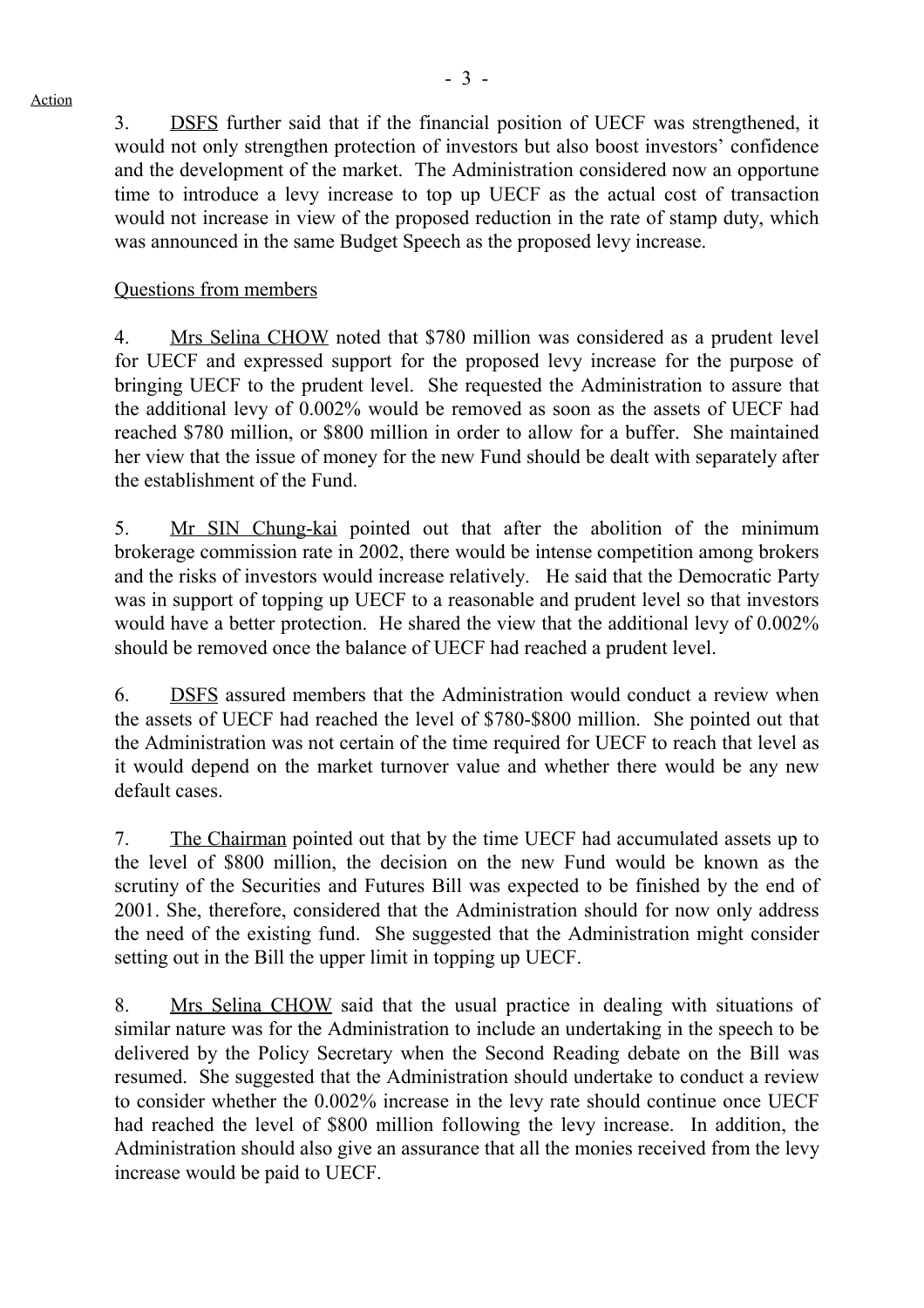3. DSFS further said that if the financial position of UECF was strengthened, it would not only strengthen protection of investors but also boost investors' confidence and the development of the market. The Administration considered now an opportune time to introduce a levy increase to top up UECF as the actual cost of transaction would not increase in view of the proposed reduction in the rate of stamp duty, which was announced in the same Budget Speech as the proposed levy increase.

Questions from members

4. Mrs Selina CHOW noted that $780 million was considered as a prudent level for UECF and expressed support for the proposed levy increase for the purpose of bringing UECF to the prudent level. She requested the Administration to assure that the additional levy of 0.002% would be removed as soon as the assets of UECF had reached $780 million, or $800 million in order to allow for a buffer. She maintained her view that the issue of money for the new Fund should be dealt with separately after the establishment of the Fund.

5. Mr SIN Chung-kai pointed out that after the abolition of the minimum brokerage commission rate in 2002, there would be intense competition among brokers and the risks of investors would increase relatively. He said that the Democratic Party was in support of topping up UECF to a reasonable and prudent level so that investors would have a better protection. He shared the view that the additional levy of 0.002% should be removed once the balance of UECF had reached a prudent level.

6. DSFS assured members that the Administration would conduct a review when the assets of UECF had reached the level of $780-$800 million. She pointed out that the Administration was not certain of the time required for UECF to reach that level as it would depend on the market turnover value and whether there would be any new default cases.

7. The Chairman pointed out that by the time UECF had accumulated assets up to the level of $800 million, the decision on the new Fund would be known as the scrutiny of the Securities and Futures Bill was expected to be finished by the end of 2001. She, therefore, considered that the Administration should for now only address the need of the existing fund. She suggested that the Administration might consider setting out in the Bill the upper limit in topping up UECF.

8. Mrs Selina CHOW said that the usual practice in dealing with situations of similar nature was for the Administration to include an undertaking in the speech to be delivered by the Policy Secretary when the Second Reading debate on the Bill was resumed. She suggested that the Administration should undertake to conduct a review to consider whether the 0.002% increase in the levy rate should continue once UECF had reached the level of $800 million following the levy increase. In addition, the Administration should also give an assurance that all the monies received from the levy increase would be paid to UECF.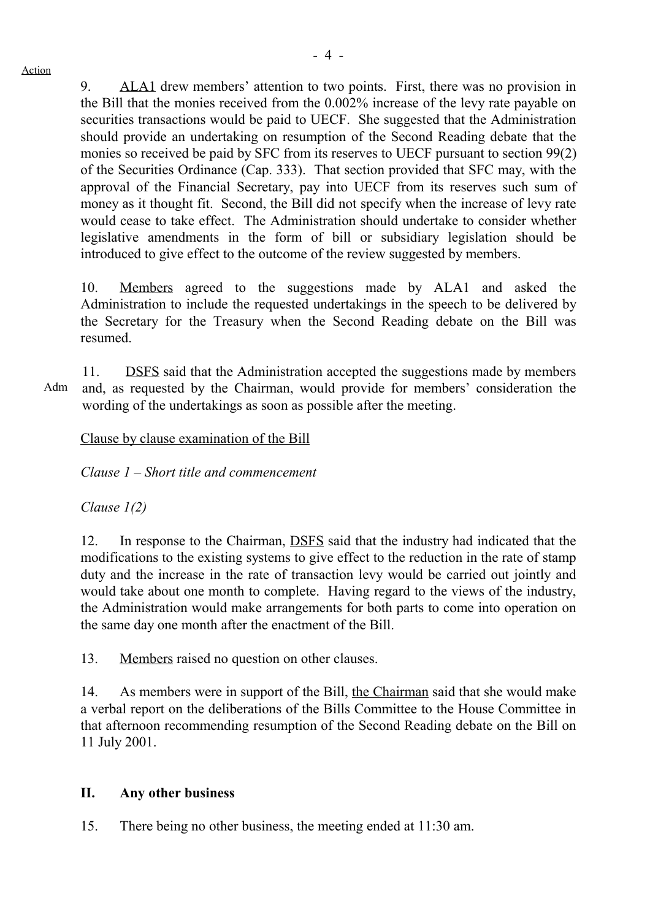Action

9. ALA1 drew members' attention to two points. First, there was no provision in the Bill that the monies received from the 0.002% increase of the levy rate payable on securities transactions would be paid to UECF. She suggested that the Administration should provide an undertaking on resumption of the Second Reading debate that the monies so received be paid by SFC from its reserves to UECF pursuant to section 99(2) of the Securities Ordinance (Cap. 333). That section provided that SFC may, with the approval of the Financial Secretary, pay into UECF from its reserves such sum of money as it thought fit. Second, the Bill did not specify when the increase of levy rate would cease to take effect. The Administration should undertake to consider whether legislative amendments in the form of bill or subsidiary legislation should be introduced to give effect to the outcome of the review suggested by members.

10. Members agreed to the suggestions made by ALA1 and asked the Administration to include the requested undertakings in the speech to be delivered by the Secretary for the Treasury when the Second Reading debate on the Bill was resumed.

Adm

11. DSFS said that the Administration accepted the suggestions made by members and, as requested by the Chairman, would provide for members' consideration the wording of the undertakings as soon as possible after the meeting.

Clause by clause examination of the Bill

*Clause 1 – Short title and commencement*

*Clause 1(2)*

12. In response to the Chairman, DSFS said that the industry had indicated that the modifications to the existing systems to give effect to the reduction in the rate of stamp duty and the increase in the rate of transaction levy would be carried out jointly and would take about one month to complete. Having regard to the views of the industry, the Administration would make arrangements for both parts to come into operation on the same day one month after the enactment of the Bill.

13. Members raised no question on other clauses.

14. As members were in support of the Bill, the Chairman said that she would make a verbal report on the deliberations of the Bills Committee to the House Committee in that afternoon recommending resumption of the Second Reading debate on the Bill on 11 July 2001.

## II. Any other business

15. There being no other business, the meeting ended at 11:30 am.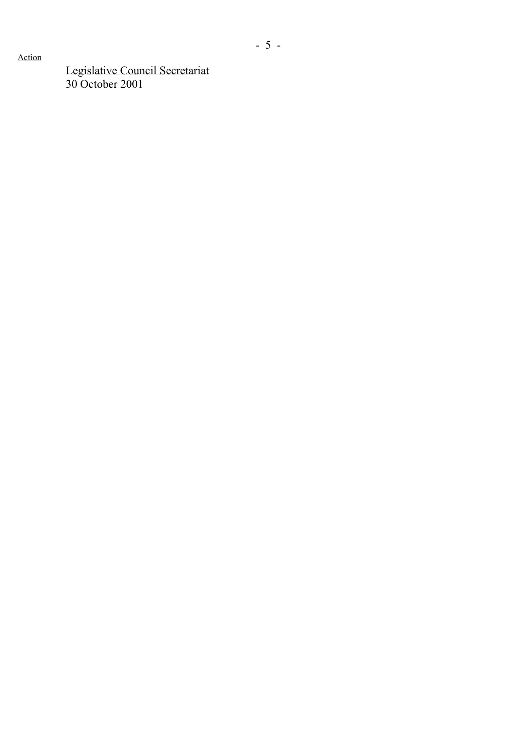Action

Legislative Council Secretariat
30 October 2001